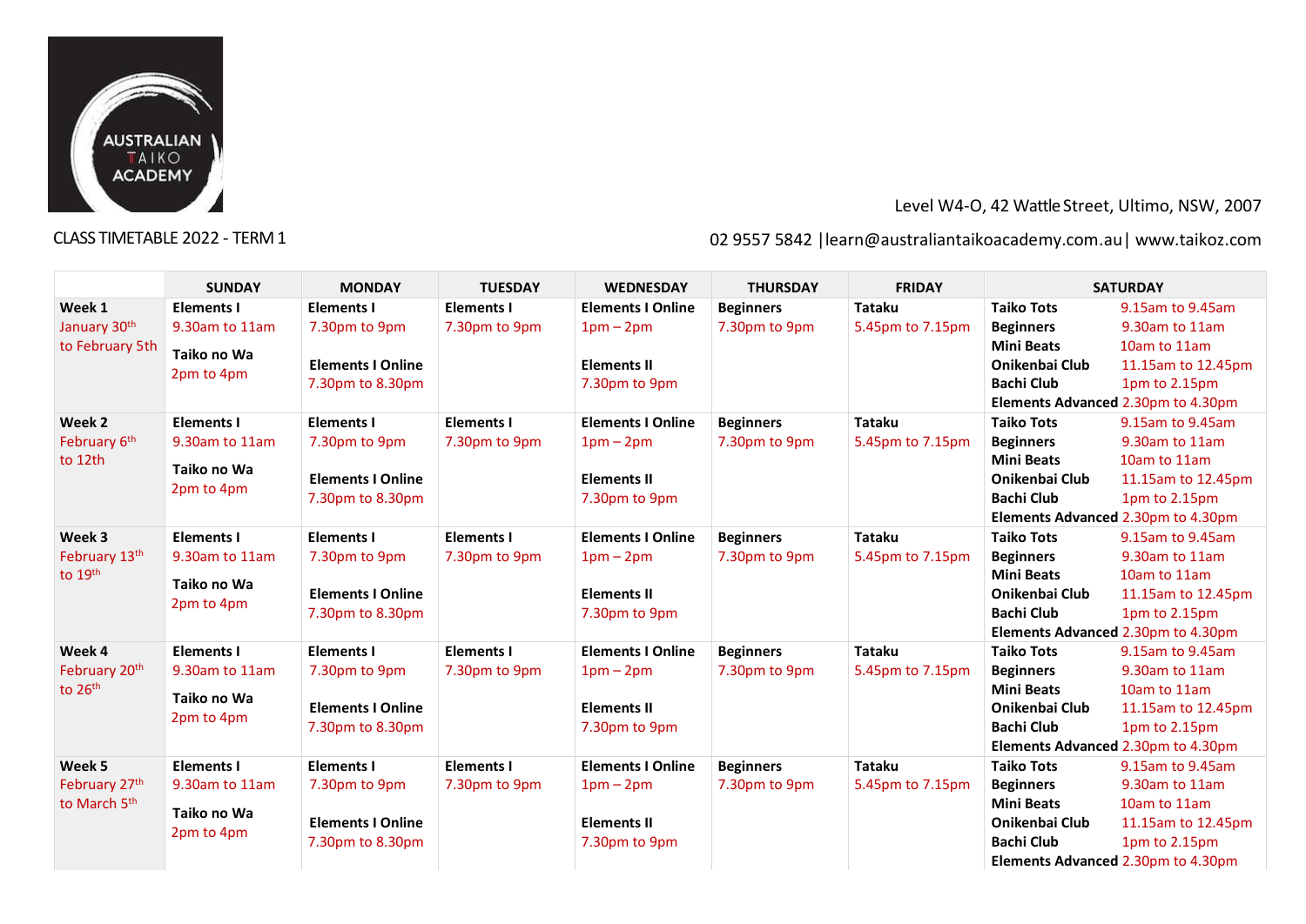AUSTRALIAN TAIKO ACADEMY

Level W4-O, 42 Wattle Street, Ultimo, NSW, 2007

CLASS TIMETABLE 2022 - TERM 1

02 9557 5842 |learn@australiantaikoacademy.com.au| www.taikoz.com

| | SUNDAY | MONDAY | TUESDAY | WEDNESDAY | THURSDAY | FRIDAY | SATURDAY |
|---|---|---|---|---|---|---|---|
| **Week 1** January 30th to February 5th | **Elements I** 9.30am to 11am<br>**Taiko no Wa** 2pm to 4pm | **Elements I** 7.30pm to 9pm<br>**Elements I Online** 7.30pm to 8.30pm | **Elements I** 7.30pm to 9pm | **Elements I Online** 1pm – 2pm<br>**Elements II** 7.30pm to 9pm | **Beginners** 7.30pm to 9pm | **Tataku** 5.45pm to 7.15pm | **Taiko Tots** 9.15am to 9.45am<br>**Beginners** 9.30am to 11am<br>**Mini Beats** 10am to 11am<br>**Onikenbai Club** 11.15am to 12.45pm<br>**Bachi Club** 1pm to 2.15pm<br>**Elements Advanced** 2.30pm to 4.30pm |
| **Week 2** February 6th to 12th | **Elements I** 9.30am to 11am<br>**Taiko no Wa** 2pm to 4pm | **Elements I** 7.30pm to 9pm<br>**Elements I Online** 7.30pm to 8.30pm | **Elements I** 7.30pm to 9pm | **Elements I Online** 1pm – 2pm<br>**Elements II** 7.30pm to 9pm | **Beginners** 7.30pm to 9pm | **Tataku** 5.45pm to 7.15pm | **Taiko Tots** 9.15am to 9.45am<br>**Beginners** 9.30am to 11am<br>**Mini Beats** 10am to 11am<br>**Onikenbai Club** 11.15am to 12.45pm<br>**Bachi Club** 1pm to 2.15pm<br>**Elements Advanced** 2.30pm to 4.30pm |
| **Week 3** February 13th to 19th | **Elements I** 9.30am to 11am<br>**Taiko no Wa** 2pm to 4pm | **Elements I** 7.30pm to 9pm<br>**Elements I Online** 7.30pm to 8.30pm | **Elements I** 7.30pm to 9pm | **Elements I Online** 1pm – 2pm<br>**Elements II** 7.30pm to 9pm | **Beginners** 7.30pm to 9pm | **Tataku** 5.45pm to 7.15pm | **Taiko Tots** 9.15am to 9.45am<br>**Beginners** 9.30am to 11am<br>**Mini Beats** 10am to 11am<br>**Onikenbai Club** 11.15am to 12.45pm<br>**Bachi Club** 1pm to 2.15pm<br>**Elements Advanced** 2.30pm to 4.30pm |
| **Week 4** February 20th to 26th | **Elements I** 9.30am to 11am<br>**Taiko no Wa** 2pm to 4pm | **Elements I** 7.30pm to 9pm<br>**Elements I Online** 7.30pm to 8.30pm | **Elements I** 7.30pm to 9pm | **Elements I Online** 1pm – 2pm<br>**Elements II** 7.30pm to 9pm | **Beginners** 7.30pm to 9pm | **Tataku** 5.45pm to 7.15pm | **Taiko Tots** 9.15am to 9.45am<br>**Beginners** 9.30am to 11am<br>**Mini Beats** 10am to 11am<br>**Onikenbai Club** 11.15am to 12.45pm<br>**Bachi Club** 1pm to 2.15pm<br>**Elements Advanced** 2.30pm to 4.30pm |
| **Week 5** February 27th to March 5th | **Elements I** 9.30am to 11am<br>**Taiko no Wa** 2pm to 4pm | **Elements I** 7.30pm to 9pm<br>**Elements I Online** 7.30pm to 8.30pm | **Elements I** 7.30pm to 9pm | **Elements I Online** 1pm – 2pm<br>**Elements II** 7.30pm to 9pm | **Beginners** 7.30pm to 9pm | **Tataku** 5.45pm to 7.15pm | **Taiko Tots** 9.15am to 9.45am<br>**Beginners** 9.30am to 11am<br>**Mini Beats** 10am to 11am<br>**Onikenbai Club** 11.15am to 12.45pm<br>**Bachi Club** 1pm to 2.15pm<br>**Elements Advanced** 2.30pm to 4.30pm |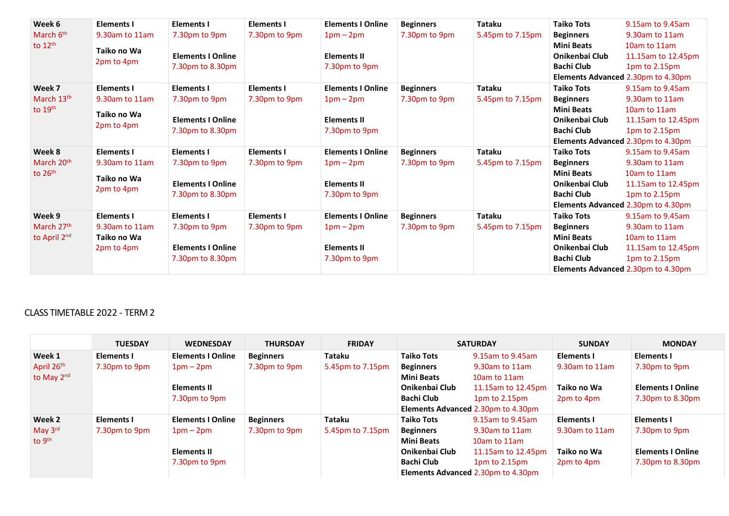| Week 6 March 6th to 12th | Elements I 9.30am to 11am Taiko no Wa 2pm to 4pm | Elements I 7.30pm to 9pm Elements I Online 7.30pm to 8.30pm | Elements I 7.30pm to 9pm | Elements I Online 1pm – 2pm Elements II 7.30pm to 9pm | Beginners 7.30pm to 9pm | Tataku 5.45pm to 7.15pm | Taiko Tots 9.15am to 9.45am Beginners 9.30am to 11am Mini Beats 10am to 11am Onikenbai Club 11.15am to 12.45pm Bachi Club 1pm to 2.15pm Elements Advanced 2.30pm to 4.30pm |
|---|---|---|---|---|---|---|---|
| Week 7 March 13th to 19th | Elements I 9.30am to 11am Taiko no Wa 2pm to 4pm | Elements I 7.30pm to 9pm Elements I Online 7.30pm to 8.30pm | Elements I 7.30pm to 9pm | Elements I Online 1pm – 2pm Elements II 7.30pm to 9pm | Beginners 7.30pm to 9pm | Tataku 5.45pm to 7.15pm | Taiko Tots 9.15am to 9.45am Beginners 9.30am to 11am Mini Beats 10am to 11am Onikenbai Club 11.15am to 12.45pm Bachi Club 1pm to 2.15pm Elements Advanced 2.30pm to 4.30pm |
| Week 8 March 20th to 26th | Elements I 9.30am to 11am Taiko no Wa 2pm to 4pm | Elements I 7.30pm to 9pm Elements I Online 7.30pm to 8.30pm | Elements I 7.30pm to 9pm | Elements I Online 1pm – 2pm Elements II 7.30pm to 9pm | Beginners 7.30pm to 9pm | Tataku 5.45pm to 7.15pm | Taiko Tots 9.15am to 9.45am Beginners 9.30am to 11am Mini Beats 10am to 11am Onikenbai Club 11.15am to 12.45pm Bachi Club 1pm to 2.15pm Elements Advanced 2.30pm to 4.30pm |
| Week 9 March 27th to April 2nd | Elements I 9.30am to 11am Taiko no Wa 2pm to 4pm | Elements I 7.30pm to 9pm Elements I Online 7.30pm to 8.30pm | Elements I 7.30pm to 9pm | Elements I Online 1pm – 2pm Elements II 7.30pm to 9pm | Beginners 7.30pm to 9pm | Tataku 5.45pm to 7.15pm | Taiko Tots 9.15am to 9.45am Beginners 9.30am to 11am Mini Beats 10am to 11am Onikenbai Club 11.15am to 12.45pm Bachi Club 1pm to 2.15pm Elements Advanced 2.30pm to 4.30pm |

CLASS TIMETABLE 2022 - TERM 2

| | TUESDAY | WEDNESDAY | THURSDAY | FRIDAY | SATURDAY | SUNDAY | MONDAY |
|---|---|---|---|---|---|---|---|
| Week 1 April 26th to May 2nd | Elements I 7.30pm to 9pm | Elements I Online 1pm – 2pm Elements II 7.30pm to 9pm | Beginners 7.30pm to 9pm | Tataku 5.45pm to 7.15pm | Taiko Tots 9.15am to 9.45am Beginners 9.30am to 11am Mini Beats 10am to 11am Onikenbai Club 11.15am to 12.45pm Bachi Club 1pm to 2.15pm Elements Advanced 2.30pm to 4.30pm | Elements I 9.30am to 11am Taiko no Wa 2pm to 4pm | Elements I 7.30pm to 9pm Elements I Online 7.30pm to 8.30pm |
| Week 2 May 3rd to 9th | Elements I 7.30pm to 9pm | Elements I Online 1pm – 2pm Elements II 7.30pm to 9pm | Beginners 7.30pm to 9pm | Tataku 5.45pm to 7.15pm | Taiko Tots 9.15am to 9.45am Beginners 9.30am to 11am Mini Beats 10am to 11am Onikenbai Club 11.15am to 12.45pm Bachi Club 1pm to 2.15pm Elements Advanced 2.30pm to 4.30pm | Elements I 9.30am to 11am Taiko no Wa 2pm to 4pm | Elements I 7.30pm to 9pm Elements I Online 7.30pm to 8.30pm |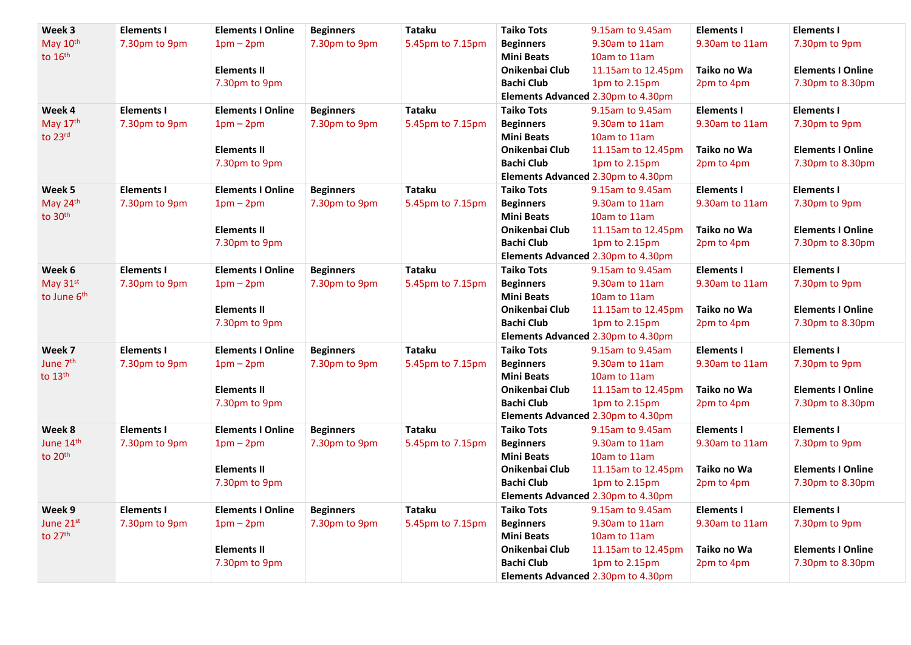| Week 3<br>May 10th to 16th | Elements I<br>7.30pm to 9pm | Elements I Online<br>1pm – 2pm<br><br>Elements II<br>7.30pm to 9pm | Beginners<br>7.30pm to 9pm | Tataku<br>5.45pm to 7.15pm | Taiko Tots 9.15am to 9.45am<br>Beginners 9.30am to 11am<br>Mini Beats 10am to 11am<br>Onikenbai Club 11.15am to 12.45pm<br>Bachi Club 1pm to 2.15pm<br>Elements Advanced 2.30pm to 4.30pm | Elements I<br>9.30am to 11am<br><br>Taiko no Wa<br>2pm to 4pm | Elements I<br>7.30pm to 9pm<br><br>Elements I Online<br>7.30pm to 8.30pm |
|---|---|---|---|---|---|---|---|
| Week 4<br>May 17th to 23rd | Elements I<br>7.30pm to 9pm | Elements I Online<br>1pm – 2pm<br><br>Elements II<br>7.30pm to 9pm | Beginners<br>7.30pm to 9pm | Tataku<br>5.45pm to 7.15pm | Taiko Tots 9.15am to 9.45am<br>Beginners 9.30am to 11am<br>Mini Beats 10am to 11am<br>Onikenbai Club 11.15am to 12.45pm<br>Bachi Club 1pm to 2.15pm<br>Elements Advanced 2.30pm to 4.30pm | Elements I<br>9.30am to 11am<br><br>Taiko no Wa<br>2pm to 4pm | Elements I<br>7.30pm to 9pm<br><br>Elements I Online<br>7.30pm to 8.30pm |
| Week 5<br>May 24th to 30th | Elements I<br>7.30pm to 9pm | Elements I Online<br>1pm – 2pm<br><br>Elements II<br>7.30pm to 9pm | Beginners<br>7.30pm to 9pm | Tataku<br>5.45pm to 7.15pm | Taiko Tots 9.15am to 9.45am<br>Beginners 9.30am to 11am<br>Mini Beats 10am to 11am<br>Onikenbai Club 11.15am to 12.45pm<br>Bachi Club 1pm to 2.15pm<br>Elements Advanced 2.30pm to 4.30pm | Elements I<br>9.30am to 11am<br><br>Taiko no Wa<br>2pm to 4pm | Elements I<br>7.30pm to 9pm<br><br>Elements I Online<br>7.30pm to 8.30pm |
| Week 6<br>May 31st to June 6th | Elements I<br>7.30pm to 9pm | Elements I Online<br>1pm – 2pm<br><br>Elements II<br>7.30pm to 9pm | Beginners<br>7.30pm to 9pm | Tataku<br>5.45pm to 7.15pm | Taiko Tots 9.15am to 9.45am<br>Beginners 9.30am to 11am<br>Mini Beats 10am to 11am<br>Onikenbai Club 11.15am to 12.45pm<br>Bachi Club 1pm to 2.15pm<br>Elements Advanced 2.30pm to 4.30pm | Elements I<br>9.30am to 11am<br><br>Taiko no Wa<br>2pm to 4pm | Elements I<br>7.30pm to 9pm<br><br>Elements I Online<br>7.30pm to 8.30pm |
| Week 7<br>June 7th to 13th | Elements I<br>7.30pm to 9pm | Elements I Online<br>1pm – 2pm<br><br>Elements II<br>7.30pm to 9pm | Beginners<br>7.30pm to 9pm | Tataku<br>5.45pm to 7.15pm | Taiko Tots 9.15am to 9.45am<br>Beginners 9.30am to 11am<br>Mini Beats 10am to 11am<br>Onikenbai Club 11.15am to 12.45pm<br>Bachi Club 1pm to 2.15pm<br>Elements Advanced 2.30pm to 4.30pm | Elements I<br>9.30am to 11am<br><br>Taiko no Wa<br>2pm to 4pm | Elements I<br>7.30pm to 9pm<br><br>Elements I Online<br>7.30pm to 8.30pm |
| Week 8<br>June 14th to 20th | Elements I<br>7.30pm to 9pm | Elements I Online<br>1pm – 2pm<br><br>Elements II<br>7.30pm to 9pm | Beginners<br>7.30pm to 9pm | Tataku<br>5.45pm to 7.15pm | Taiko Tots 9.15am to 9.45am<br>Beginners 9.30am to 11am<br>Mini Beats 10am to 11am<br>Onikenbai Club 11.15am to 12.45pm<br>Bachi Club 1pm to 2.15pm<br>Elements Advanced 2.30pm to 4.30pm | Elements I<br>9.30am to 11am<br><br>Taiko no Wa<br>2pm to 4pm | Elements I<br>7.30pm to 9pm<br><br>Elements I Online<br>7.30pm to 8.30pm |
| Week 9<br>June 21st to 27th | Elements I<br>7.30pm to 9pm | Elements I Online<br>1pm – 2pm<br><br>Elements II<br>7.30pm to 9pm | Beginners<br>7.30pm to 9pm | Tataku<br>5.45pm to 7.15pm | Taiko Tots 9.15am to 9.45am<br>Beginners 9.30am to 11am<br>Mini Beats 10am to 11am<br>Onikenbai Club 11.15am to 12.45pm<br>Bachi Club 1pm to 2.15pm<br>Elements Advanced 2.30pm to 4.30pm | Elements I<br>9.30am to 11am<br><br>Taiko no Wa<br>2pm to 4pm | Elements I<br>7.30pm to 9pm<br><br>Elements I Online<br>7.30pm to 8.30pm |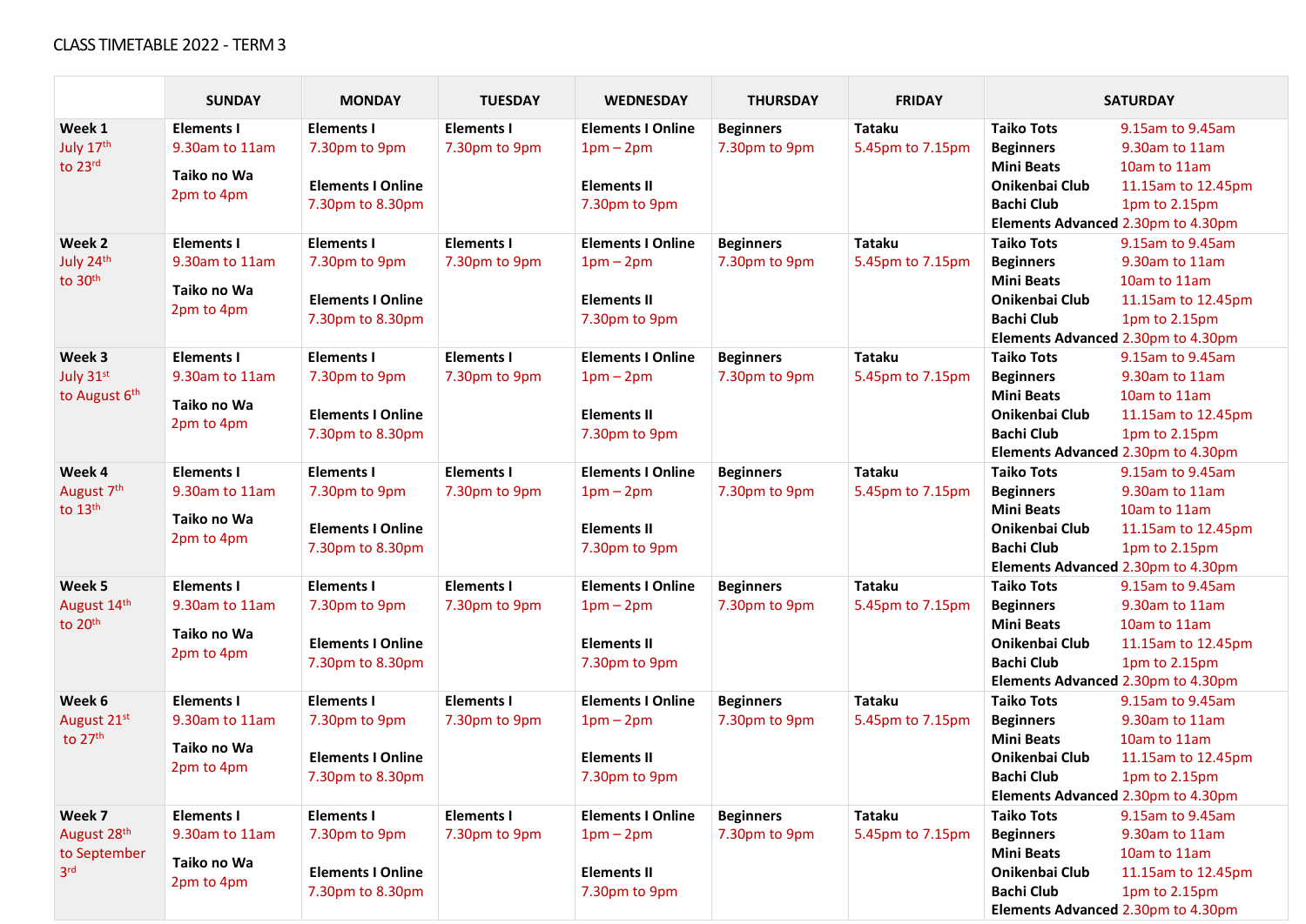CLASS TIMETABLE 2022 - TERM 3

| | SUNDAY | MONDAY | TUESDAY | WEDNESDAY | THURSDAY | FRIDAY | SATURDAY |
|---|---|---|---|---|---|---|---|
| **Week 1** July 17th to 23rd | **Elements I** 9.30am to 11am **Taiko no Wa** 2pm to 4pm | **Elements I** 7.30pm to 9pm **Elements I Online** 7.30pm to 8.30pm | **Elements I** 7.30pm to 9pm | **Elements I Online** 1pm – 2pm **Elements II** 7.30pm to 9pm | **Beginners** 7.30pm to 9pm | **Tataku** 5.45pm to 7.15pm | **Taiko Tots** 9.15am to 9.45am **Beginners** 9.30am to 11am **Mini Beats** 10am to 11am **Onikenbai Club** 11.15am to 12.45pm **Bachi Club** 1pm to 2.15pm **Elements Advanced** 2.30pm to 4.30pm |
| **Week 2** July 24th to 30th | **Elements I** 9.30am to 11am **Taiko no Wa** 2pm to 4pm | **Elements I** 7.30pm to 9pm **Elements I Online** 7.30pm to 8.30pm | **Elements I** 7.30pm to 9pm | **Elements I Online** 1pm – 2pm **Elements II** 7.30pm to 9pm | **Beginners** 7.30pm to 9pm | **Tataku** 5.45pm to 7.15pm | **Taiko Tots** 9.15am to 9.45am **Beginners** 9.30am to 11am **Mini Beats** 10am to 11am **Onikenbai Club** 11.15am to 12.45pm **Bachi Club** 1pm to 2.15pm **Elements Advanced** 2.30pm to 4.30pm |
| **Week 3** July 31st to August 6th | **Elements I** 9.30am to 11am **Taiko no Wa** 2pm to 4pm | **Elements I** 7.30pm to 9pm **Elements I Online** 7.30pm to 8.30pm | **Elements I** 7.30pm to 9pm | **Elements I Online** 1pm – 2pm **Elements II** 7.30pm to 9pm | **Beginners** 7.30pm to 9pm | **Tataku** 5.45pm to 7.15pm | **Taiko Tots** 9.15am to 9.45am **Beginners** 9.30am to 11am **Mini Beats** 10am to 11am **Onikenbai Club** 11.15am to 12.45pm **Bachi Club** 1pm to 2.15pm **Elements Advanced** 2.30pm to 4.30pm |
| **Week 4** August 7th to 13th | **Elements I** 9.30am to 11am **Taiko no Wa** 2pm to 4pm | **Elements I** 7.30pm to 9pm **Elements I Online** 7.30pm to 8.30pm | **Elements I** 7.30pm to 9pm | **Elements I Online** 1pm – 2pm **Elements II** 7.30pm to 9pm | **Beginners** 7.30pm to 9pm | **Tataku** 5.45pm to 7.15pm | **Taiko Tots** 9.15am to 9.45am **Beginners** 9.30am to 11am **Mini Beats** 10am to 11am **Onikenbai Club** 11.15am to 12.45pm **Bachi Club** 1pm to 2.15pm **Elements Advanced** 2.30pm to 4.30pm |
| **Week 5** August 14th to 20th | **Elements I** 9.30am to 11am **Taiko no Wa** 2pm to 4pm | **Elements I** 7.30pm to 9pm **Elements I Online** 7.30pm to 8.30pm | **Elements I** 7.30pm to 9pm | **Elements I Online** 1pm – 2pm **Elements II** 7.30pm to 9pm | **Beginners** 7.30pm to 9pm | **Tataku** 5.45pm to 7.15pm | **Taiko Tots** 9.15am to 9.45am **Beginners** 9.30am to 11am **Mini Beats** 10am to 11am **Onikenbai Club** 11.15am to 12.45pm **Bachi Club** 1pm to 2.15pm **Elements Advanced** 2.30pm to 4.30pm |
| **Week 6** August 21st to 27th | **Elements I** 9.30am to 11am **Taiko no Wa** 2pm to 4pm | **Elements I** 7.30pm to 9pm **Elements I Online** 7.30pm to 8.30pm | **Elements I** 7.30pm to 9pm | **Elements I Online** 1pm – 2pm **Elements II** 7.30pm to 9pm | **Beginners** 7.30pm to 9pm | **Tataku** 5.45pm to 7.15pm | **Taiko Tots** 9.15am to 9.45am **Beginners** 9.30am to 11am **Mini Beats** 10am to 11am **Onikenbai Club** 11.15am to 12.45pm **Bachi Club** 1pm to 2.15pm **Elements Advanced** 2.30pm to 4.30pm |
| **Week 7** August 28th to September 3rd | **Elements I** 9.30am to 11am **Taiko no Wa** 2pm to 4pm | **Elements I** 7.30pm to 9pm **Elements I Online** 7.30pm to 8.30pm | **Elements I** 7.30pm to 9pm | **Elements I Online** 1pm – 2pm **Elements II** 7.30pm to 9pm | **Beginners** 7.30pm to 9pm | **Tataku** 5.45pm to 7.15pm | **Taiko Tots** 9.15am to 9.45am **Beginners** 9.30am to 11am **Mini Beats** 10am to 11am **Onikenbai Club** 11.15am to 12.45pm **Bachi Club** 1pm to 2.15pm **Elements Advanced** 2.30pm to 4.30pm |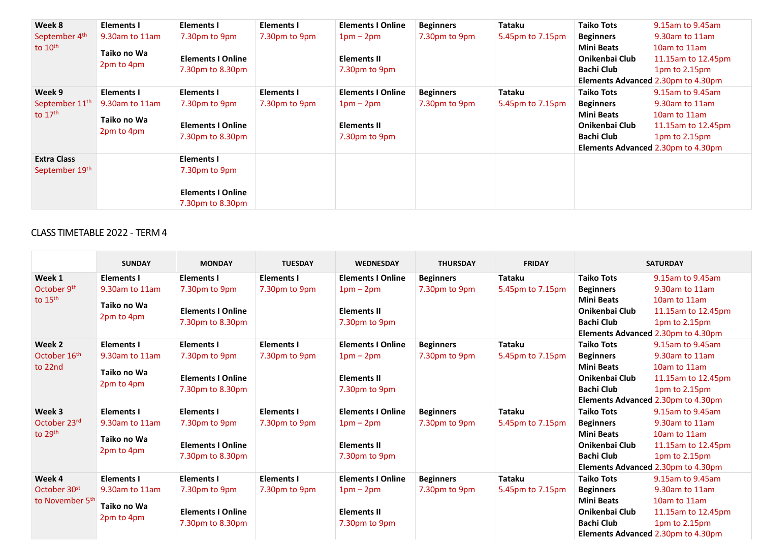| | | | | | | | |
|---|---|---|---|---|---|---|---|
| **Week 8** September 4th to 10th | **Elements I** 9.30am to 11am **Taiko no Wa** 2pm to 4pm | **Elements I** 7.30pm to 9pm **Elements I Online** 7.30pm to 8.30pm | **Elements I** 7.30pm to 9pm | **Elements I Online** 1pm – 2pm **Elements II** 7.30pm to 9pm | **Beginners** 7.30pm to 9pm | **Tataku** 5.45pm to 7.15pm | **Taiko Tots** 9.15am to 9.45am **Beginners** 9.30am to 11am **Mini Beats** 10am to 11am **Onikenbai Club** 11.15am to 12.45pm **Bachi Club** 1pm to 2.15pm **Elements Advanced** 2.30pm to 4.30pm |
| **Week 9** September 11th to 17th | **Elements I** 9.30am to 11am **Taiko no Wa** 2pm to 4pm | **Elements I** 7.30pm to 9pm **Elements I Online** 7.30pm to 8.30pm | **Elements I** 7.30pm to 9pm | **Elements I Online** 1pm – 2pm **Elements II** 7.30pm to 9pm | **Beginners** 7.30pm to 9pm | **Tataku** 5.45pm to 7.15pm | **Taiko Tots** 9.15am to 9.45am **Beginners** 9.30am to 11am **Mini Beats** 10am to 11am **Onikenbai Club** 11.15am to 12.45pm **Bachi Club** 1pm to 2.15pm **Elements Advanced** 2.30pm to 4.30pm |
| **Extra Class** September 19th | | **Elements I** 7.30pm to 9pm **Elements I Online** 7.30pm to 8.30pm | | | | | |

CLASS TIMETABLE 2022 - TERM 4

| | SUNDAY | MONDAY | TUESDAY | WEDNESDAY | THURSDAY | FRIDAY | SATURDAY |
|---|---|---|---|---|---|---|---|
| **Week 1** October 9th to 15th | **Elements I** 9.30am to 11am **Taiko no Wa** 2pm to 4pm | **Elements I** 7.30pm to 9pm **Elements I Online** 7.30pm to 8.30pm | **Elements I** 7.30pm to 9pm | **Elements I Online** 1pm – 2pm **Elements II** 7.30pm to 9pm | **Beginners** 7.30pm to 9pm | **Tataku** 5.45pm to 7.15pm | **Taiko Tots** 9.15am to 9.45am **Beginners** 9.30am to 11am **Mini Beats** 10am to 11am **Onikenbai Club** 11.15am to 12.45pm **Bachi Club** 1pm to 2.15pm **Elements Advanced** 2.30pm to 4.30pm |
| **Week 2** October 16th to 22nd | **Elements I** 9.30am to 11am **Taiko no Wa** 2pm to 4pm | **Elements I** 7.30pm to 9pm **Elements I Online** 7.30pm to 8.30pm | **Elements I** 7.30pm to 9pm | **Elements I Online** 1pm – 2pm **Elements II** 7.30pm to 9pm | **Beginners** 7.30pm to 9pm | **Tataku** 5.45pm to 7.15pm | **Taiko Tots** 9.15am to 9.45am **Beginners** 9.30am to 11am **Mini Beats** 10am to 11am **Onikenbai Club** 11.15am to 12.45pm **Bachi Club** 1pm to 2.15pm **Elements Advanced** 2.30pm to 4.30pm |
| **Week 3** October 23rd to 29th | **Elements I** 9.30am to 11am **Taiko no Wa** 2pm to 4pm | **Elements I** 7.30pm to 9pm **Elements I Online** 7.30pm to 8.30pm | **Elements I** 7.30pm to 9pm | **Elements I Online** 1pm – 2pm **Elements II** 7.30pm to 9pm | **Beginners** 7.30pm to 9pm | **Tataku** 5.45pm to 7.15pm | **Taiko Tots** 9.15am to 9.45am **Beginners** 9.30am to 11am **Mini Beats** 10am to 11am **Onikenbai Club** 11.15am to 12.45pm **Bachi Club** 1pm to 2.15pm **Elements Advanced** 2.30pm to 4.30pm |
| **Week 4** October 30st to November 5th | **Elements I** 9.30am to 11am **Taiko no Wa** 2pm to 4pm | **Elements I** 7.30pm to 9pm **Elements I Online** 7.30pm to 8.30pm | **Elements I** 7.30pm to 9pm | **Elements I Online** 1pm – 2pm **Elements II** 7.30pm to 9pm | **Beginners** 7.30pm to 9pm | **Tataku** 5.45pm to 7.15pm | **Taiko Tots** 9.15am to 9.45am **Beginners** 9.30am to 11am **Mini Beats** 10am to 11am **Onikenbai Club** 11.15am to 12.45pm **Bachi Club** 1pm to 2.15pm **Elements Advanced** 2.30pm to 4.30pm |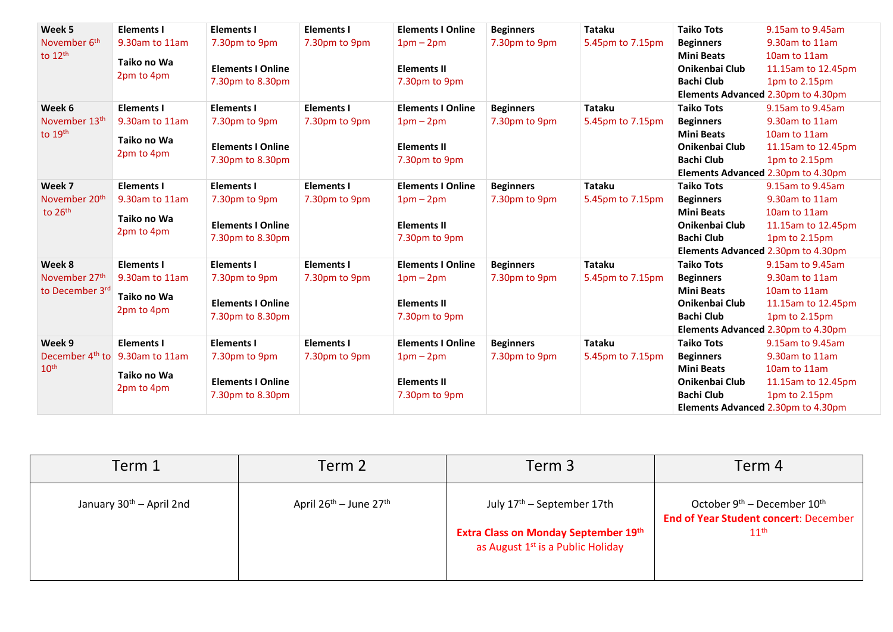| | | | | | | | |
|---|---|---|---|---|---|---|---|
| **Week 5** November 6th to 12th | **Elements I** 9.30am to 11am **Taiko no Wa** 2pm to 4pm | **Elements I** 7.30pm to 9pm **Elements I Online** 7.30pm to 8.30pm | **Elements I** 7.30pm to 9pm | **Elements I Online** 1pm – 2pm **Elements II** 7.30pm to 9pm | **Beginners** 7.30pm to 9pm | **Tataku** 5.45pm to 7.15pm | **Taiko Tots** 9.15am to 9.45am **Beginners** 9.30am to 11am **Mini Beats** 10am to 11am **Onikenbai Club** 11.15am to 12.45pm **Bachi Club** 1pm to 2.15pm **Elements Advanced** 2.30pm to 4.30pm |
| **Week 6** November 13th to 19th | **Elements I** 9.30am to 11am **Taiko no Wa** 2pm to 4pm | **Elements I** 7.30pm to 9pm **Elements I Online** 7.30pm to 8.30pm | **Elements I** 7.30pm to 9pm | **Elements I Online** 1pm – 2pm **Elements II** 7.30pm to 9pm | **Beginners** 7.30pm to 9pm | **Tataku** 5.45pm to 7.15pm | **Taiko Tots** 9.15am to 9.45am **Beginners** 9.30am to 11am **Mini Beats** 10am to 11am **Onikenbai Club** 11.15am to 12.45pm **Bachi Club** 1pm to 2.15pm **Elements Advanced** 2.30pm to 4.30pm |
| **Week 7** November 20th to 26th | **Elements I** 9.30am to 11am **Taiko no Wa** 2pm to 4pm | **Elements I** 7.30pm to 9pm **Elements I Online** 7.30pm to 8.30pm | **Elements I** 7.30pm to 9pm | **Elements I Online** 1pm – 2pm **Elements II** 7.30pm to 9pm | **Beginners** 7.30pm to 9pm | **Tataku** 5.45pm to 7.15pm | **Taiko Tots** 9.15am to 9.45am **Beginners** 9.30am to 11am **Mini Beats** 10am to 11am **Onikenbai Club** 11.15am to 12.45pm **Bachi Club** 1pm to 2.15pm **Elements Advanced** 2.30pm to 4.30pm |
| **Week 8** November 27th to December 3rd | **Elements I** 9.30am to 11am **Taiko no Wa** 2pm to 4pm | **Elements I** 7.30pm to 9pm **Elements I Online** 7.30pm to 8.30pm | **Elements I** 7.30pm to 9pm | **Elements I Online** 1pm – 2pm **Elements II** 7.30pm to 9pm | **Beginners** 7.30pm to 9pm | **Tataku** 5.45pm to 7.15pm | **Taiko Tots** 9.15am to 9.45am **Beginners** 9.30am to 11am **Mini Beats** 10am to 11am **Onikenbai Club** 11.15am to 12.45pm **Bachi Club** 1pm to 2.15pm **Elements Advanced** 2.30pm to 4.30pm |
| **Week 9** December 4th to 10th | **Elements I** 9.30am to 11am **Taiko no Wa** 2pm to 4pm | **Elements I** 7.30pm to 9pm **Elements I Online** 7.30pm to 8.30pm | **Elements I** 7.30pm to 9pm | **Elements I Online** 1pm – 2pm **Elements II** 7.30pm to 9pm | **Beginners** 7.30pm to 9pm | **Tataku** 5.45pm to 7.15pm | **Taiko Tots** 9.15am to 9.45am **Beginners** 9.30am to 11am **Mini Beats** 10am to 11am **Onikenbai Club** 11.15am to 12.45pm **Bachi Club** 1pm to 2.15pm **Elements Advanced** 2.30pm to 4.30pm |

| Term 1 | Term 2 | Term 3 | Term 4 |
|---|---|---|---|
| January 30th – April 2nd | April 26th – June 27th | July 17th – September 17th **Extra Class on Monday September 19th** as August 1st is a Public Holiday | October 9th – December 10th **End of Year Student concert**: December 11th |